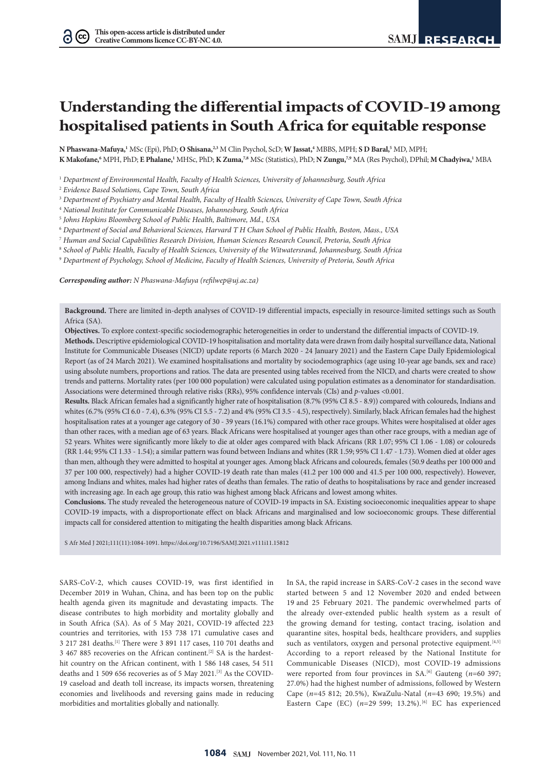# Understanding the differential impacts of COVID-19 among hospitalised patients in South Africa for equitable response

**N Phaswana-Mafuya,**[1] MSc (Epi), PhD; **O Shisana,**[2,3] M Clin Psychol, ScD; **W Jassat,**[4] MBBS, MPH; **S D Baral,**[5] MD, MPH; **K Makofane,**[6] MPH, PhD; **E Phalane,**[1] MHSc, PhD; **K Zuma,**[7,8] MSc (Statistics), PhD; **N Zungu,**[7,9] MA (Res Psychol), DPhil; **M Chadyiwa,**[1] MBA

[1] *Department of Environmental Health, Faculty of Health Sciences, University of Johannesburg, South Africa*

[2] *Evidence Based Solutions, Cape Town, South Africa*

[3] *Department of Psychiatry and Mental Health, Faculty of Health Sciences, University of Cape Town, South Africa*

[4] *National Institute for Communicable Diseases, Johannesburg, South Africa*

[5] *Johns Hopkins Bloomberg School of Public Health, Baltimore, Md., USA*

[6] *Department of Social and Behavioral Sciences, Harvard T H Chan School of Public Health, Boston, Mass., USA*

[7] *Human and Social Capabilities Research Division, Human Sciences Research Council, Pretoria, South Africa*

[8] *School of Public Health, Faculty of Health Sciences, University of the Witwatersrand, Johannesburg, South Africa*

[9] *Department of Psychology, School of Medicine, Faculty of Health Sciences, University of Pretoria, South Africa*

***Corresponding author:** N Phaswana-Mafuya (refilwep@uj.ac.za)*

**Background.** There are limited in-depth analyses of COVID-19 differential impacts, especially in resource-limited settings such as South Africa (SA).

**Objectives.** To explore context-specific sociodemographic heterogeneities in order to understand the differential impacts of COVID-19.

**Methods.** Descriptive epidemiological COVID-19 hospitalisation and mortality data were drawn from daily hospital surveillance data, National Institute for Communicable Diseases (NICD) update reports (6 March 2020 - 24 January 2021) and the Eastern Cape Daily Epidemiological Report (as of 24 March 2021). We examined hospitalisations and mortality by sociodemographics (age using 10-year age bands, sex and race) using absolute numbers, proportions and ratios. The data are presented using tables received from the NICD, and charts were created to show trends and patterns. Mortality rates (per 100 000 population) were calculated using population estimates as a denominator for standardisation. Associations were determined through relative risks (RRs), 95% confidence intervals (CIs) and $p$-values <0.001.

**Results.** Black African females had a significantly higher rate of hospitalisation (8.7% (95% CI 8.5 - 8.9)) compared with coloureds, Indians and whites (6.7% (95% CI 6.0 - 7.4), 6.3% (95% CI 5.5 - 7.2) and 4% (95% CI 3.5 - 4.5), respectively). Similarly, black African females had the highest hospitalisation rates at a younger age category of 30 - 39 years (16.1%) compared with other race groups. Whites were hospitalised at older ages than other races, with a median age of 63 years. Black Africans were hospitalised at younger ages than other race groups, with a median age of 52 years. Whites were significantly more likely to die at older ages compared with black Africans (RR 1.07; 95% CI 1.06 - 1.08) or coloureds (RR 1.44; 95% CI 1.33 - 1.54); a similar pattern was found between Indians and whites (RR 1.59; 95% CI 1.47 - 1.73). Women died at older ages than men, although they were admitted to hospital at younger ages. Among black Africans and coloureds, females (50.9 deaths per 100 000 and 37 per 100 000, respectively) had a higher COVID-19 death rate than males (41.2 per 100 000 and 41.5 per 100 000, respectively). However, among Indians and whites, males had higher rates of deaths than females. The ratio of deaths to hospitalisations by race and gender increased with increasing age. In each age group, this ratio was highest among black Africans and lowest among whites.

**Conclusions.** The study revealed the heterogeneous nature of COVID-19 impacts in SA. Existing socioeconomic inequalities appear to shape COVID-19 impacts, with a disproportionate effect on black Africans and marginalised and low socioeconomic groups. These differential impacts call for considered attention to mitigating the health disparities among black Africans.

S Afr Med J 2021;111(11):1084-1091. https://doi.org/10.7196/SAMJ.2021.v111i11.15812

SARS-CoV-2, which causes COVID-19, was first identified in December 2019 in Wuhan, China, and has been top on the public health agenda given its magnitude and devastating impacts. The disease contributes to high morbidity and mortality globally and in South Africa (SA). As of 5 May 2021, COVID-19 affected 223 countries and territories, with 153 738 171 cumulative cases and 3 217 281 deaths.[1] There were 3 891 117 cases, 110 701 deaths and 3 467 885 recoveries on the African continent.[2] SA is the hardest-hit country on the African continent, with 1 586 148 cases, 54 511 deaths and 1 509 656 recoveries as of 5 May 2021.[3] As the COVID-19 caseload and death toll increase, its impacts worsen, threatening economies and livelihoods and reversing gains made in reducing morbidities and mortalities globally and nationally.

In SA, the rapid increase in SARS-CoV-2 cases in the second wave started between 5 and 12 November 2020 and ended between 19 and 25 February 2021. The pandemic overwhelmed parts of the already over-extended public health system as a result of the growing demand for testing, contact tracing, isolation and quarantine sites, hospital beds, healthcare providers, and supplies such as ventilators, oxygen and personal protective equipment.[4,5] According to a report released by the National Institute for Communicable Diseases (NICD), most COVID-19 admissions were reported from four provinces in SA.[6] Gauteng ($n$=60 397; 27.0%) had the highest number of admissions, followed by Western Cape ($n$=45 812; 20.5%), KwaZulu-Natal ($n$=43 690; 19.5%) and Eastern Cape (EC) ($n$=29 599; 13.2%).[6] EC has experienced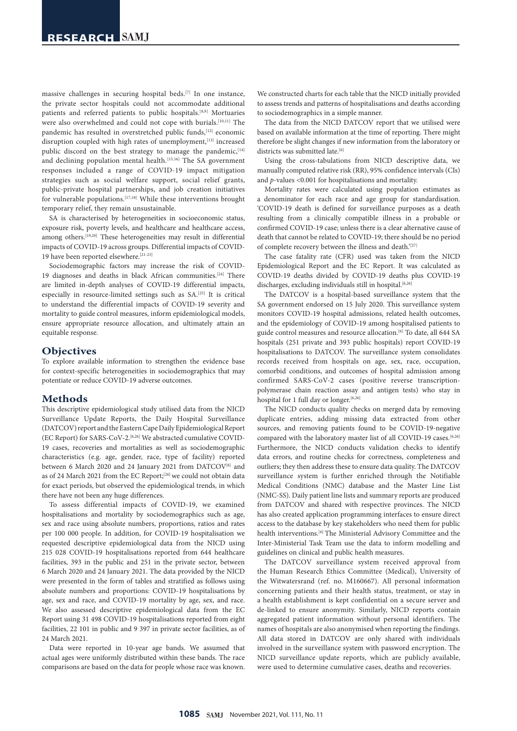massive challenges in securing hospital beds.[7] In one instance, the private sector hospitals could not accommodate additional patients and referred patients to public hospitals.[8,9] Mortuaries were also overwhelmed and could not cope with burials.[10,11] The pandemic has resulted in overstretched public funds,[12] economic disruption coupled with high rates of unemployment,[13] increased public discord on the best strategy to manage the pandemic,[14] and declining population mental health.[15,16] The SA government responses included a range of COVID-19 impact mitigation strategies such as social welfare support, social relief grants, public-private hospital partnerships, and job creation initiatives for vulnerable populations.[17,18] While these interventions brought temporary relief, they remain unsustainable.

SA is characterised by heterogeneities in socioeconomic status, exposure risk, poverty levels, and healthcare and healthcare access, among others.[19,20] These heterogeneities may result in differential impacts of COVID-19 across groups. Differential impacts of COVID-19 have been reported elsewhere.[21-23]

Sociodemographic factors may increase the risk of COVID-19 diagnoses and deaths in black African communities.[24] There are limited in-depth analyses of COVID-19 differential impacts, especially in resource-limited settings such as SA.[25] It is critical to understand the differential impacts of COVID-19 severity and mortality to guide control measures, inform epidemiological models, ensure appropriate resource allocation, and ultimately attain an equitable response.

## Objectives

To explore available information to strengthen the evidence base for context-specific heterogeneities in sociodemographics that may potentiate or reduce COVID-19 adverse outcomes.

## Methods

This descriptive epidemiological study utilised data from the NICD Surveillance Update Reports, the Daily Hospital Surveillance (DATCOV) report and the Eastern Cape Daily Epidemiological Report (EC Report) for SARS-CoV-2.[6,26] We abstracted cumulative COVID-19 cases, recoveries and mortalities as well as sociodemographic characteristics (e.g. age, gender, race, type of facility) reported between 6 March 2020 and 24 January 2021 from DATCOV[6] and as of 24 March 2021 from the EC Report;[26] we could not obtain data for exact periods, but observed the epidemiological trends, in which there have not been any huge differences.

To assess differential impacts of COVID-19, we examined hospitalisations and mortality by sociodemographics such as age, sex and race using absolute numbers, proportions, ratios and rates per 100 000 people. In addition, for COVID-19 hospitalisation we requested descriptive epidemiological data from the NICD using 215 028 COVID-19 hospitalisations reported from 644 healthcare facilities, 393 in the public and 251 in the private sector, between 6 March 2020 and 24 January 2021. The data provided by the NICD were presented in the form of tables and stratified as follows using absolute numbers and proportions: COVID-19 hospitalisations by age, sex and race, and COVID-19 mortality by age, sex, and race. We also assessed descriptive epidemiological data from the EC Report using 31 498 COVID-19 hospitalisations reported from eight facilities, 22 101 in public and 9 397 in private sector facilities, as of 24 March 2021.

Data were reported in 10-year age bands. We assumed that actual ages were uniformly distributed within these bands. The race comparisons are based on the data for people whose race was known. We constructed charts for each table that the NICD initially provided to assess trends and patterns of hospitalisations and deaths according to sociodemographics in a simple manner.

The data from the NICD DATCOV report that we utilised were based on available information at the time of reporting. There might therefore be slight changes if new information from the laboratory or districts was submitted late.[6]

Using the cross-tabulations from NICD descriptive data, we manually computed relative risk (RR), 95% confidence intervals (CIs) and $p$-values <0.001 for hospitalisations and mortality.

Mortality rates were calculated using population estimates as a denominator for each race and age group for standardisation. 'COVID-19 death is defined for surveillance purposes as a death resulting from a clinically compatible illness in a probable or confirmed COVID-19 case; unless there is a clear alternative cause of death that cannot be related to COVID-19; there should be no period of complete recovery between the illness and death.'[27]

The case fatality rate (CFR) used was taken from the NICD Epidemiological Report and the EC Report. It was calculated as COVID-19 deaths divided by COVID-19 deaths plus COVID-19 discharges, excluding individuals still in hospital.[6,26]

The DATCOV is a hospital-based surveillance system that the SA government endorsed on 15 July 2020. This surveillance system monitors COVID-19 hospital admissions, related health outcomes, and the epidemiology of COVID-19 among hospitalised patients to guide control measures and resource allocation.[6] To date, all 644 SA hospitals (251 private and 393 public hospitals) report COVID-19 hospitalisations to DATCOV. The surveillance system consolidates records received from hospitals on age, sex, race, occupation, comorbid conditions, and outcomes of hospital admission among confirmed SARS-CoV-2 cases (positive reverse transcription-polymerase chain reaction assay and antigen tests) who stay in hospital for 1 full day or longer.[6,26]

The NICD conducts quality checks on merged data by removing duplicate entries, adding missing data extracted from other sources, and removing patients found to be COVID-19-negative compared with the laboratory master list of all COVID-19 cases.[6,26] Furthermore, the NICD conducts validation checks to identify data errors, and routine checks for correctness, completeness and outliers; they then address these to ensure data quality. The DATCOV surveillance system is further enriched through the Notifiable Medical Conditions (NMC) database and the Master Line List (NMC-SS). Daily patient line lists and summary reports are produced from DATCOV and shared with respective provinces. The NICD has also created application programming interfaces to ensure direct access to the database by key stakeholders who need them for public health interventions.[6] The Ministerial Advisory Committee and the Inter-Ministerial Task Team use the data to inform modelling and guidelines on clinical and public health measures.

The DATCOV surveillance system received approval from the Human Research Ethics Committee (Medical), University of the Witwatersrand (ref. no. M160667). All personal information concerning patients and their health status, treatment, or stay in a health establishment is kept confidential on a secure server and de-linked to ensure anonymity. Similarly, NICD reports contain aggregated patient information without personal identifiers. The names of hospitals are also anonymised when reporting the findings. All data stored in DATCOV are only shared with individuals involved in the surveillance system with password encryption. The NICD surveillance update reports, which are publicly available, were used to determine cumulative cases, deaths and recoveries.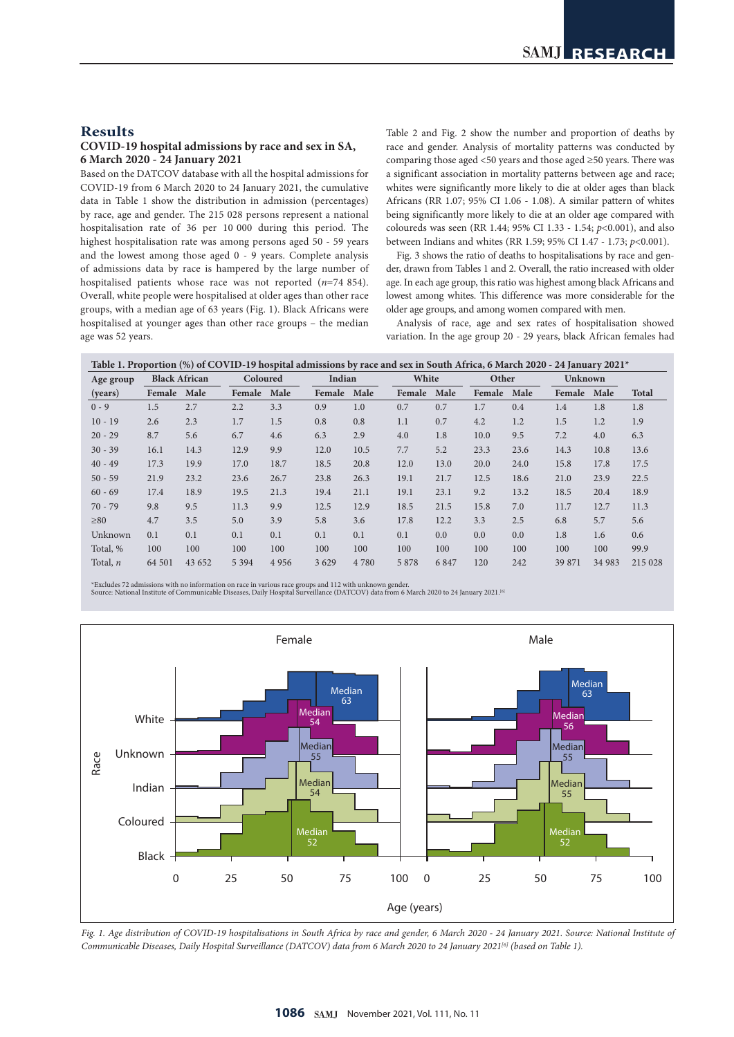## Results

### COVID-19 hospital admissions by race and sex in SA, 6 March 2020 - 24 January 2021

Based on the DATCOV database with all the hospital admissions for COVID-19 from 6 March 2020 to 24 January 2021, the cumulative data in Table 1 show the distribution in admission (percentages) by race, age and gender. The 215 028 persons represent a national hospitalisation rate of 36 per 10 000 during this period. The highest hospitalisation rate was among persons aged 50 - 59 years and the lowest among those aged 0 - 9 years. Complete analysis of admissions data by race is hampered by the large number of hospitalised patients whose race was not reported ($n$=74 854). Overall, white people were hospitalised at older ages than other race groups, with a median age of 63 years (Fig. 1). Black Africans were hospitalised at younger ages than other race groups – the median age was 52 years.

Table 2 and Fig. 2 show the number and proportion of deaths by race and gender. Analysis of mortality patterns was conducted by comparing those aged <50 years and those aged ≥50 years. There was a significant association in mortality patterns between age and race; whites were significantly more likely to die at older ages than black Africans (RR 1.07; 95% CI 1.06 - 1.08). A similar pattern of whites being significantly more likely to die at an older age compared with coloureds was seen (RR 1.44; 95% CI 1.33 - 1.54; $p$<0.001), and also between Indians and whites (RR 1.59; 95% CI 1.47 - 1.73; $p$<0.001).

Fig. 3 shows the ratio of deaths to hospitalisations by race and gender, drawn from Tables 1 and 2. Overall, the ratio increased with older age. In each age group, this ratio was highest among black Africans and lowest among whites. This difference was more considerable for the older age groups, and among women compared with men.

Analysis of race, age and sex rates of hospitalisation showed variation. In the age group 20 - 29 years, black African females had

**Table 1. Proportion (%) of COVID-19 hospital admissions by race and sex in South Africa, 6 March 2020 - 24 January 2021***

| Age group | Black African | | Coloured | | Indian | | White | | Other | | Unknown | | |
|---|---|---|---|---|---|---|---|---|---|---|---|---|---|
| (years) | Female | Male | Female | Male | Female | Male | Female | Male | Female | Male | Female | Male | Total |
| 0 - 9 | 1.5 | 2.7 | 2.2 | 3.3 | 0.9 | 1.0 | 0.7 | 0.7 | 1.7 | 0.4 | 1.4 | 1.8 | 1.8 |
| 10 - 19 | 2.6 | 2.3 | 1.7 | 1.5 | 0.8 | 0.8 | 1.1 | 0.7 | 4.2 | 1.2 | 1.5 | 1.2 | 1.9 |
| 20 - 29 | 8.7 | 5.6 | 6.7 | 4.6 | 6.3 | 2.9 | 4.0 | 1.8 | 10.0 | 9.5 | 7.2 | 4.0 | 6.3 |
| 30 - 39 | 16.1 | 14.3 | 12.9 | 9.9 | 12.0 | 10.5 | 7.7 | 5.2 | 23.3 | 23.6 | 14.3 | 10.8 | 13.6 |
| 40 - 49 | 17.3 | 19.9 | 17.0 | 18.7 | 18.5 | 20.8 | 12.0 | 13.0 | 20.0 | 24.0 | 15.8 | 17.8 | 17.5 |
| 50 - 59 | 21.9 | 23.2 | 23.6 | 26.7 | 23.8 | 26.3 | 19.1 | 21.7 | 12.5 | 18.6 | 21.0 | 23.9 | 22.5 |
| 60 - 69 | 17.4 | 18.9 | 19.5 | 21.3 | 19.4 | 21.1 | 19.1 | 23.1 | 9.2 | 13.2 | 18.5 | 20.4 | 18.9 |
| 70 - 79 | 9.8 | 9.5 | 11.3 | 9.9 | 12.5 | 12.9 | 18.5 | 21.5 | 15.8 | 7.0 | 11.7 | 12.7 | 11.3 |
| ≥80 | 4.7 | 3.5 | 5.0 | 3.9 | 5.8 | 3.6 | 17.8 | 12.2 | 3.3 | 2.5 | 6.8 | 5.7 | 5.6 |
| Unknown | 0.1 | 0.1 | 0.1 | 0.1 | 0.1 | 0.1 | 0.1 | 0.0 | 0.0 | 0.0 | 1.8 | 1.6 | 0.6 |
| Total, % | 100 | 100 | 100 | 100 | 100 | 100 | 100 | 100 | 100 | 100 | 100 | 100 | 99.9 |
| Total, $n$ | 64 501 | 43 652 | 5 394 | 4 956 | 3 629 | 4 780 | 5 878 | 6 847 | 120 | 242 | 39 871 | 34 983 | 215 028 |

*Excludes 72 admissions with no information on race in various race groups and 112 with unknown gender.
Source: National Institute of Communicable Diseases, Daily Hospital Surveillance (DATCOV) data from 6 March 2020 to 24 January 2021.[6]

Female
Male
Race
White
Unknown
Indian
Coloured
Black
Median 63
Median 54
Median 55
Median 54
Median 52
Median 63
Median 56
Median 55
Median 55
Median 52
0 25 50 75 100
0 25 50 75 100
Age (years)

*Fig. 1. Age distribution of COVID-19 hospitalisations in South Africa by race and gender, 6 March 2020 - 24 January 2021. Source: National Institute of Communicable Diseases, Daily Hospital Surveillance (DATCOV) data from 6 March 2020 to 24 January 2021[6] (based on Table 1).*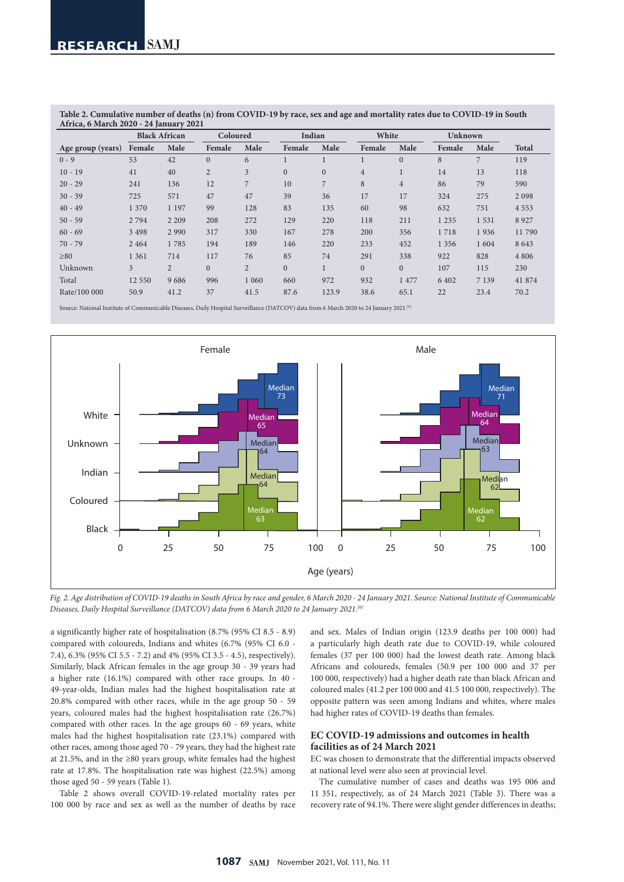**Table 2. Cumulative number of deaths (n) from COVID-19 by race, sex and age and mortality rates due to COVID-19 in South Africa, 6 March 2020 - 24 January 2021**

| | Black African | | Coloured | | Indian | | White | | Unknown | | |
|---|---|---|---|---|---|---|---|---|---|---|---|
| Age group (years) | Female | Male | Female | Male | Female | Male | Female | Male | Female | Male | Total |
| 0 - 9 | 53 | 42 | 0 | 6 | 1 | 1 | 1 | 0 | 8 | 7 | 119 |
| 10 - 19 | 41 | 40 | 2 | 3 | 0 | 0 | 4 | 1 | 14 | 13 | 118 |
| 20 - 29 | 241 | 136 | 12 | 7 | 10 | 7 | 8 | 4 | 86 | 79 | 590 |
| 30 - 39 | 725 | 571 | 47 | 47 | 39 | 36 | 17 | 17 | 324 | 275 | 2 098 |
| 40 - 49 | 1 370 | 1 197 | 99 | 128 | 83 | 135 | 60 | 98 | 632 | 751 | 4 553 |
| 50 - 59 | 2 794 | 2 209 | 208 | 272 | 129 | 220 | 118 | 211 | 1 235 | 1 531 | 8 927 |
| 60 - 69 | 3 498 | 2 990 | 317 | 330 | 167 | 278 | 200 | 356 | 1 718 | 1 936 | 11 790 |
| 70 - 79 | 2 464 | 1 785 | 194 | 189 | 146 | 220 | 233 | 452 | 1 356 | 1 604 | 8 643 |
| ≥80 | 1 361 | 714 | 117 | 76 | 85 | 74 | 291 | 338 | 922 | 828 | 4 806 |
| Unknown | 3 | 2 | 0 | 2 | 0 | 1 | 0 | 0 | 107 | 115 | 230 |
| Total | 12 550 | 9 686 | 996 | 1 060 | 660 | 972 | 932 | 1 477 | 6 402 | 7 139 | 41 874 |
| Rate/100 000 | 50.9 | 41.2 | 37 | 41.5 | 87.6 | 123.9 | 38.6 | 65.1 | 22 | 23.4 | 70.2 |

Source: National Institute of Communicable Diseases, Daily Hospital Surveillance (DATCOV) data from 6 March 2020 to 24 January 2021.[6]

Female
Male
White
Unknown
Indian
Coloured
Black
Median 73
Median 65
Median 64
Median 64
Median 63
Median 71
Median 64
Median 63
Median 62
Median 62
0 25 50 75 100 0 25 50 75 100
Age (years)

*Fig. 2. Age distribution of COVID-19 deaths in South Africa by race and gender, 6 March 2020 - 24 January 2021. Source: National Institute of Communicable Diseases, Daily Hospital Surveillance (DATCOV) data from 6 March 2020 to 24 January 2021.[6]*

a significantly higher rate of hospitalisation (8.7% (95% CI 8.5 - 8.9) compared with coloureds, Indians and whites (6.7% (95% CI 6.0 - 7.4), 6.3% (95% CI 5.5 - 7.2) and 4% (95% CI 3.5 - 4.5), respectively). Similarly, black African females in the age group 30 - 39 years had a higher rate (16.1%) compared with other race groups. In 40 - 49-year-olds, Indian males had the highest hospitalisation rate at 20.8% compared with other races, while in the age group 50 - 59 years, coloured males had the highest hospitalisation rate (26.7%) compared with other races. In the age groups 60 - 69 years, white males had the highest hospitalisation rate (23.1%) compared with other races, among those aged 70 - 79 years, they had the highest rate at 21.5%, and in the ≥80 years group, white females had the highest rate at 17.8%. The hospitalisation rate was highest (22.5%) among those aged 50 - 59 years (Table 1).

Table 2 shows overall COVID-19-related mortality rates per 100 000 by race and sex as well as the number of deaths by race and sex. Males of Indian origin (123.9 deaths per 100 000) had a particularly high death rate due to COVID-19, while coloured females (37 per 100 000) had the lowest death rate. Among black Africans and coloureds, females (50.9 per 100 000 and 37 per 100 000, respectively) had a higher death rate than black African and coloured males (41.2 per 100 000 and 41.5 100 000, respectively). The opposite pattern was seen among Indians and whites, where males had higher rates of COVID-19 deaths than females.

## EC COVID-19 admissions and outcomes in health facilities as of 24 March 2021

EC was chosen to demonstrate that the differential impacts observed at national level were also seen at provincial level.

The cumulative number of cases and deaths was 195 006 and 11 351, respectively, as of 24 March 2021 (Table 3). There was a recovery rate of 94.1%. There were slight gender differences in deaths;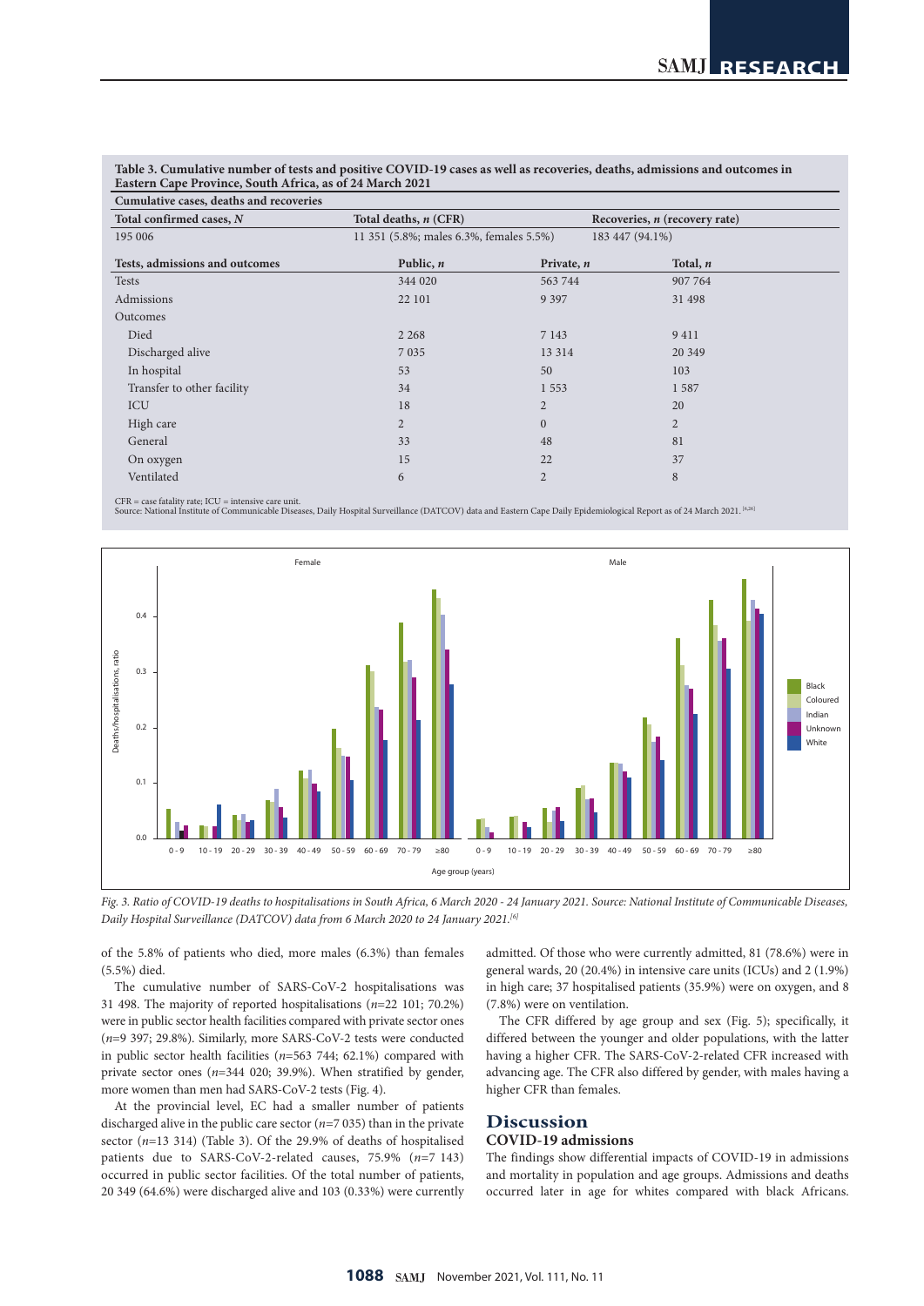**Table 3. Cumulative number of tests and positive COVID-19 cases as well as recoveries, deaths, admissions and outcomes in Eastern Cape Province, South Africa, as of 24 March 2021**

| Cumulative cases, deaths and recoveries | | |
|---|---|---|
| **Total confirmed cases, *N*** | **Total deaths, *n* (CFR)** | **Recoveries, *n* (recovery rate)** |
| 195 006 | 11 351 (5.8%; males 6.3%, females 5.5%) | 183 447 (94.1%) |

| Tests, admissions and outcomes | Public, *n* | Private, *n* | Total, *n* |
|---|---|---|---|
| Tests | 344 020 | 563 744 | 907 764 |
| Admissions | 22 101 | 9 397 | 31 498 |
| Outcomes | | | |
| Died | 2 268 | 7 143 | 9 411 |
| Discharged alive | 7 035 | 13 314 | 20 349 |
| In hospital | 53 | 50 | 103 |
| Transfer to other facility | 34 | 1 553 | 1 587 |
| ICU | 18 | 2 | 20 |
| High care | 2 | 0 | 2 |
| General | 33 | 48 | 81 |
| On oxygen | 15 | 22 | 37 |
| Ventilated | 6 | 2 | 8 |

CFR = case fatality rate; ICU = intensive care unit.
Source: National Institute of Communicable Diseases, Daily Hospital Surveillance (DATCOV) data and Eastern Cape Daily Epidemiological Report as of 24 March 2021.[6,26]

Female
Male
Deaths/hospitalisations, ratio
0.0
0.1
0.2
0.3
0.4
0 - 9
10 - 19
20 - 29
30 - 39
40 - 49
50 - 59
60 - 69
70 - 79
≥80
Age group (years)
Black
Coloured
Indian
Unknown
White

*Fig. 3. Ratio of COVID-19 deaths to hospitalisations in South Africa, 6 March 2020 - 24 January 2021. Source: National Institute of Communicable Diseases, Daily Hospital Surveillance (DATCOV) data from 6 March 2020 to 24 January 2021.[6]*

of the 5.8% of patients who died, more males (6.3%) than females (5.5%) died.

The cumulative number of SARS-CoV-2 hospitalisations was 31 498. The majority of reported hospitalisations (*n*=22 101; 70.2%) were in public sector health facilities compared with private sector ones (*n*=9 397; 29.8%). Similarly, more SARS-CoV-2 tests were conducted in public sector health facilities (*n*=563 744; 62.1%) compared with private sector ones (*n*=344 020; 39.9%). When stratified by gender, more women than men had SARS-CoV-2 tests (Fig. 4).

At the provincial level, EC had a smaller number of patients discharged alive in the public care sector (*n*=7 035) than in the private sector (*n*=13 314) (Table 3). Of the 29.9% of deaths of hospitalised patients due to SARS-CoV-2-related causes, 75.9% (*n*=7 143) occurred in public sector facilities. Of the total number of patients, 20 349 (64.6%) were discharged alive and 103 (0.33%) were currently admitted. Of those who were currently admitted, 81 (78.6%) were in general wards, 20 (20.4%) in intensive care units (ICUs) and 2 (1.9%) in high care; 37 hospitalised patients (35.9%) were on oxygen, and 8 (7.8%) were on ventilation.

The CFR differed by age group and sex (Fig. 5); specifically, it differed between the younger and older populations, with the latter having a higher CFR. The SARS-CoV-2-related CFR increased with advancing age. The CFR also differed by gender, with males having a higher CFR than females.

## Discussion

### COVID-19 admissions

The findings show differential impacts of COVID-19 in admissions and mortality in population and age groups. Admissions and deaths occurred later in age for whites compared with black Africans.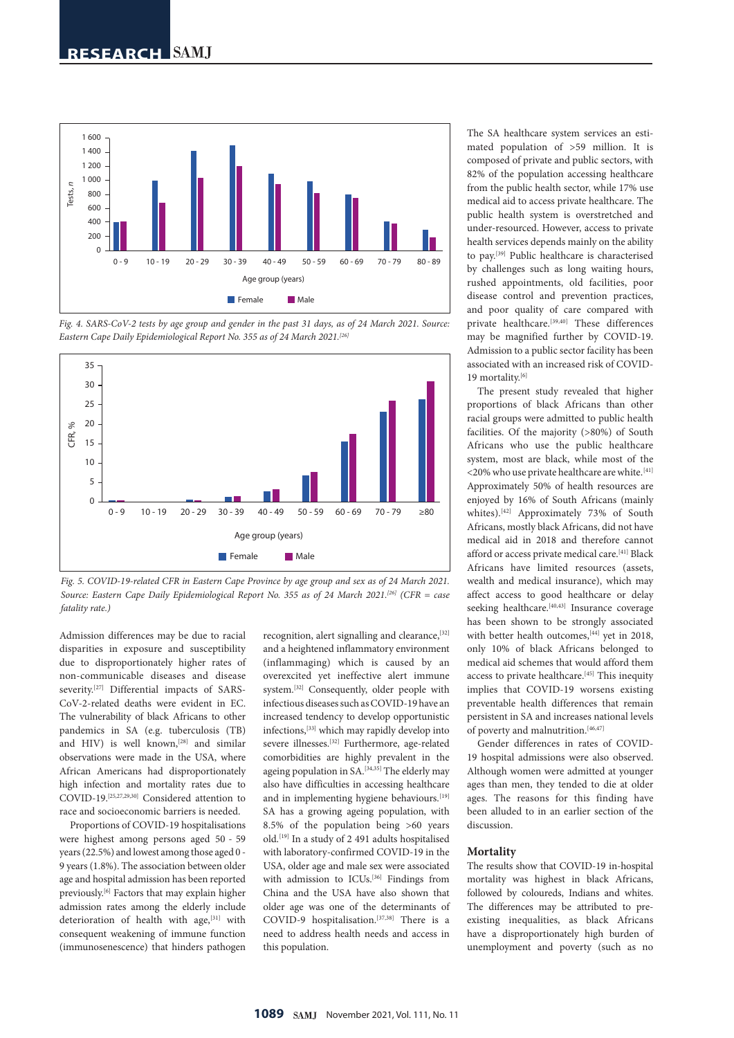1 600
1 400
1 200
1 000
800
600
400
200
0
Tests, *n*
0 - 9
10 - 19
20 - 29
30 - 39
40 - 49
50 - 59
60 - 69
70 - 79
80 - 89
Age group (years)
Female
Male

*Fig. 4. SARS-CoV-2 tests by age group and gender in the past 31 days, as of 24 March 2021. Source: Eastern Cape Daily Epidemiological Report No. 355 as of 24 March 2021.[26]*

35
30
25
20
15
10
5
0
CFR, %
0 - 9
10 - 19
20 - 29
30 - 39
40 - 49
50 - 59
60 - 69
70 - 79
≥80
Age group (years)
Female
Male

*Fig. 5. COVID-19-related CFR in Eastern Cape Province by age group and sex as of 24 March 2021. Source: Eastern Cape Daily Epidemiological Report No. 355 as of 24 March 2021.[26] (CFR = case fatality rate.)*

Admission differences may be due to racial disparities in exposure and susceptibility due to disproportionately higher rates of non-communicable diseases and disease severity.[27] Differential impacts of SARS-CoV-2-related deaths were evident in EC. The vulnerability of black Africans to other pandemics in SA (e.g. tuberculosis (TB) and HIV) is well known,[28] and similar observations were made in the USA, where African Americans had disproportionately high infection and mortality rates due to COVID-19.[25,27,29,30] Considered attention to race and socioeconomic barriers is needed.

Proportions of COVID-19 hospitalisations were highest among persons aged 50 - 59 years (22.5%) and lowest among those aged 0 - 9 years (1.8%). The association between older age and hospital admission has been reported previously.[6] Factors that may explain higher admission rates among the elderly include deterioration of health with age,[31] with consequent weakening of immune function (immunosenescence) that hinders pathogen recognition, alert signalling and clearance,[32] and a heightened inflammatory environment (inflammaging) which is caused by an overexcited yet ineffective alert immune system.[32] Consequently, older people with infectious diseases such as COVID-19 have an increased tendency to develop opportunistic infections,[33] which may rapidly develop into severe illnesses.[32] Furthermore, age-related comorbidities are highly prevalent in the ageing population in SA.[34,35] The elderly may also have difficulties in accessing healthcare and in implementing hygiene behaviours.[19] SA has a growing ageing population, with 8.5% of the population being >60 years old.[19] In a study of 2 491 adults hospitalised with laboratory-confirmed COVID-19 in the USA, older age and male sex were associated with admission to ICUs.[36] Findings from China and the USA have also shown that older age was one of the determinants of COVID-9 hospitalisation.[37,38] There is a need to address health needs and access in this population.

The SA healthcare system services an estimated population of >59 million. It is composed of private and public sectors, with 82% of the population accessing healthcare from the public health sector, while 17% use medical aid to access private healthcare. The public health system is overstretched and under-resourced. However, access to private health services depends mainly on the ability to pay.[39] Public healthcare is characterised by challenges such as long waiting hours, rushed appointments, old facilities, poor disease control and prevention practices, and poor quality of care compared with private healthcare.[39,40] These differences may be magnified further by COVID-19. Admission to a public sector facility has been associated with an increased risk of COVID-19 mortality.[6]

The present study revealed that higher proportions of black Africans than other racial groups were admitted to public health facilities. Of the majority (>80%) of South Africans who use the public healthcare system, most are black, while most of the <20% who use private healthcare are white.[41] Approximately 50% of health resources are enjoyed by 16% of South Africans (mainly whites).[42] Approximately 73% of South Africans, mostly black Africans, did not have medical aid in 2018 and therefore cannot afford or access private medical care.[41] Black Africans have limited resources (assets, wealth and medical insurance), which may affect access to good healthcare or delay seeking healthcare.[40,43] Insurance coverage has been shown to be strongly associated with better health outcomes,[44] yet in 2018, only 10% of black Africans belonged to medical aid schemes that would afford them access to private healthcare.[45] This inequity implies that COVID-19 worsens existing preventable health differences that remain persistent in SA and increases national levels of poverty and malnutrition.[46,47]

Gender differences in rates of COVID-19 hospital admissions were also observed. Although women were admitted at younger ages than men, they tended to die at older ages. The reasons for this finding have been alluded to in an earlier section of the discussion.

### Mortality

The results show that COVID-19 in-hospital mortality was highest in black Africans, followed by coloureds, Indians and whites. The differences may be attributed to pre-existing inequalities, as black Africans have a disproportionately high burden of unemployment and poverty (such as no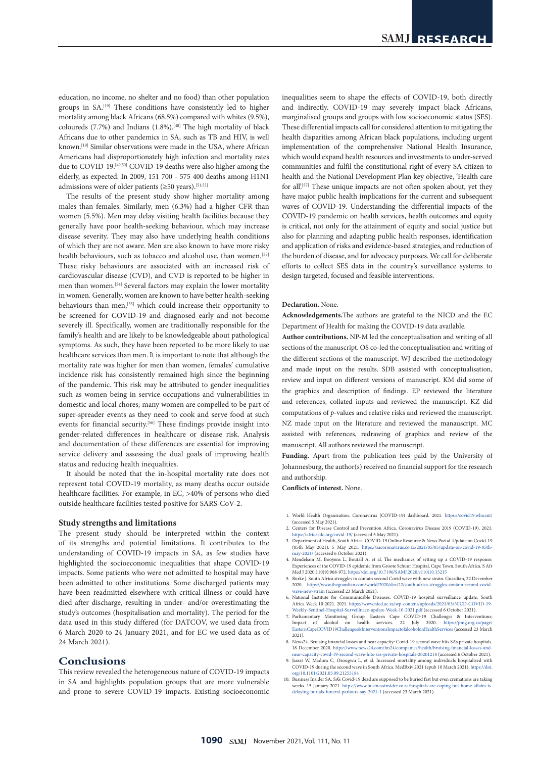education, no income, no shelter and no food) than other population groups in SA.[19] These conditions have consistently led to higher mortality among black Africans (68.5%) compared with whites (9.5%), coloureds (7.7%) and Indians (1.8%).[48] The high mortality of black Africans due to other pandemics in SA, such as TB and HIV, is well known.[19] Similar observations were made in the USA, where African Americans had disproportionately high infection and mortality rates due to COVID-19.[49,50] COVID-19 deaths were also higher among the elderly, as expected. In 2009, 151 700 - 575 400 deaths among H1N1 admissions were of older patients (≥50 years).[51,52]

The results of the present study show higher mortality among males than females. Similarly, men (6.3%) had a higher CFR than women (5.5%). Men may delay visiting health facilities because they generally have poor health-seeking behaviour, which may increase disease severity. They may also have underlying health conditions of which they are not aware. Men are also known to have more risky health behaviours, such as tobacco and alcohol use, than women.[53] These risky behaviours are associated with an increased risk of cardiovascular disease (CVD), and CVD is reported to be higher in men than women.[54] Several factors may explain the lower mortality in women. Generally, women are known to have better health-seeking behaviours than men,[55] which could increase their opportunity to be screened for COVID-19 and diagnosed early and not become severely ill. Specifically, women are traditionally responsible for the family's health and are likely to be knowledgeable about pathological symptoms. As such, they have been reported to be more likely to use healthcare services than men. It is important to note that although the mortality rate was higher for men than women, females' cumulative incidence risk has consistently remained high since the beginning of the pandemic. This risk may be attributed to gender inequalities such as women being in service occupations and vulnerabilities in domestic and local chores; many women are compelled to be part of super-spreader events as they need to cook and serve food at such events for financial security.[56] These findings provide insight into gender-related differences in healthcare or disease risk. Analysis and documentation of these differences are essential for improving service delivery and assessing the dual goals of improving health status and reducing health inequalities.

It should be noted that the in-hospital mortality rate does not represent total COVID-19 mortality, as many deaths occur outside healthcare facilities. For example, in EC, >40% of persons who died outside healthcare facilities tested positive for SARS-CoV-2.

### Study strengths and limitations

The present study should be interpreted within the context of its strengths and potential limitations. It contributes to the understanding of COVID-19 impacts in SA, as few studies have highlighted the socioeconomic inequalities that shape COVID-19 impacts. Some patients who were not admitted to hospital may have been admitted to other institutions. Some discharged patients may have been readmitted elsewhere with critical illness or could have died after discharge, resulting in under- and/or overestimating the study's outcomes (hospitalisation and mortality). The period for the data used in this study differed (for DATCOV, we used data from 6 March 2020 to 24 January 2021, and for EC we used data as of 24 March 2021).

## Conclusions

This review revealed the heterogeneous nature of COVID-19 impacts in SA and highlights population groups that are more vulnerable and prone to severe COVID-19 impacts. Existing socioeconomic inequalities seem to shape the effects of COVID-19, both directly and indirectly. COVID-19 may severely impact black Africans, marginalised groups and groups with low socioeconomic status (SES). These differential impacts call for considered attention to mitigating the health disparities among African black populations, including urgent implementation of the comprehensive National Health Insurance, which would expand health resources and investments to under-served communities and fulfil the constitutional right of every SA citizen to health and the National Development Plan key objective, 'Health care for all'.[57] These unique impacts are not often spoken about, yet they have major public health implications for the current and subsequent waves of COVID-19. Understanding the differential impacts of the COVID-19 pandemic on health services, health outcomes and equity is critical, not only for the attainment of equity and social justice but also for planning and adapting public health responses, identification and application of risks and evidence-based strategies, and reduction of the burden of disease, and for advocacy purposes. We call for deliberate efforts to collect SES data in the country's surveillance systems to design targeted, focused and feasible interventions.

**Declaration.** None.

**Acknowledgements.** The authors are grateful to the NICD and the EC Department of Health for making the COVID-19 data available.

**Author contributions.** NP-M led the conceptualisation and writing of all sections of the manuscript. OS co-led the conceptualisation and writing of the different sections of the manuscript. WJ described the methodology and made input on the results. SDB assisted with conceptualisation, review and input on different versions of manuscript. KM did some of the graphics and description of findings. EP reviewed the literature and references, collated inputs and reviewed the manuscript. KZ did computations of *p*-values and relative risks and reviewed the manuscript. NZ made input on the literature and reviewed the manuscript. MC assisted with references, redrawing of graphics and review of the manuscript. All authors reviewed the manuscript.

**Funding.** Apart from the publication fees paid by the University of Johannesburg, the author(s) received no financial support for the research and authorship.

**Conflicts of interest.** None.

1. World Health Organization. Coronavirus (COVID-19) dashboard. 2021. https://covid19.who.int/ (accessed 5 May 2021).
2. Centers for Disease Control and Prevention Africa. Coronavirus Disease 2019 (COVID-19). 2021. https://africacdc.org/covid-19/ (accessed 5 May 2021).
3. Department of Health, South Africa. COVID-19 Online Resource & News Portal. Update on Covid-19 (05th May 2021). 5 May 2021. https://sacoronavirus.co.za/2021/05/05/update-on-covid-19-05th-may-2021/ (accessed 6 October 2021).
4. Mendelson M, Booyens L, Boutall A, et al. The mechanics of setting up a COVID-19 response: Experiences of the COVID-19 epidemic from Groote Schuur Hospital, Cape Town, South Africa. S Afr Med J 2020;110(9):968-972. https://doi.org/10.7196/SAMJ.2020.v110i10.15215
5. Burke J. South Africa struggles to contain second Covid wave with new strain. Guardian, 22 December 2020. https://www.theguardian.com/world/2020/dec/22/south-africa-struggles-contain-second-covid-wave-new-strain (accessed 23 March 2021).
6. National Institute for Communicable Diseases. COVID-19 hospital surveillance update: South Africa Week 10 2021. 2021. https://www.nicd.ac.za/wp-content/uploads/2021/03/NICD-COVID-19-Weekly-Sentinel-Hospital-Surveillnace-update-Week-10-2021.pdf (accessed 6 October 2021).
7. Parliamentary Monitoring Group. Eastern Cape COVID-19 Challenges & Interventions; Impact of alcohol on health services. 22 July 2020. https://pmg.org.za/page/EasternCapeCOVID19Challenges&InterventionsImpactofalcoholonHealthServices (accessed 23 March 2021).
8. News24. Bruising financial losses and near capacity: Covid-19 second wave hits SA's private hospitals. 18 December 2020. https://www.news24.com/fin24/companies/health/bruising-financial-losses-and-near-capacity-covid-19-second-wave-hits-sas-private-hospitals-20201218 (accessed 6 October 2021).
9. Jassat W, Madura C, Ozougwu L, et al. Increased mortality among individuals hospitalised with COVID-19 during the second wave in South Africa. MedRxiv 2021 (epub 10 March 2021). https://doi.org/10.1101/2021.03.09.21253184
10. Business Insider SA. SA's Covid-19 dead are supposed to be buried fast but even cremations are taking weeks. 15 January 2021. https://www.businessinsider.co.za/hospitals-are-coping-but-home-affairs-is-delaying-burials-funeral-parlours-say-2021-1 (accessed 23 March 2021).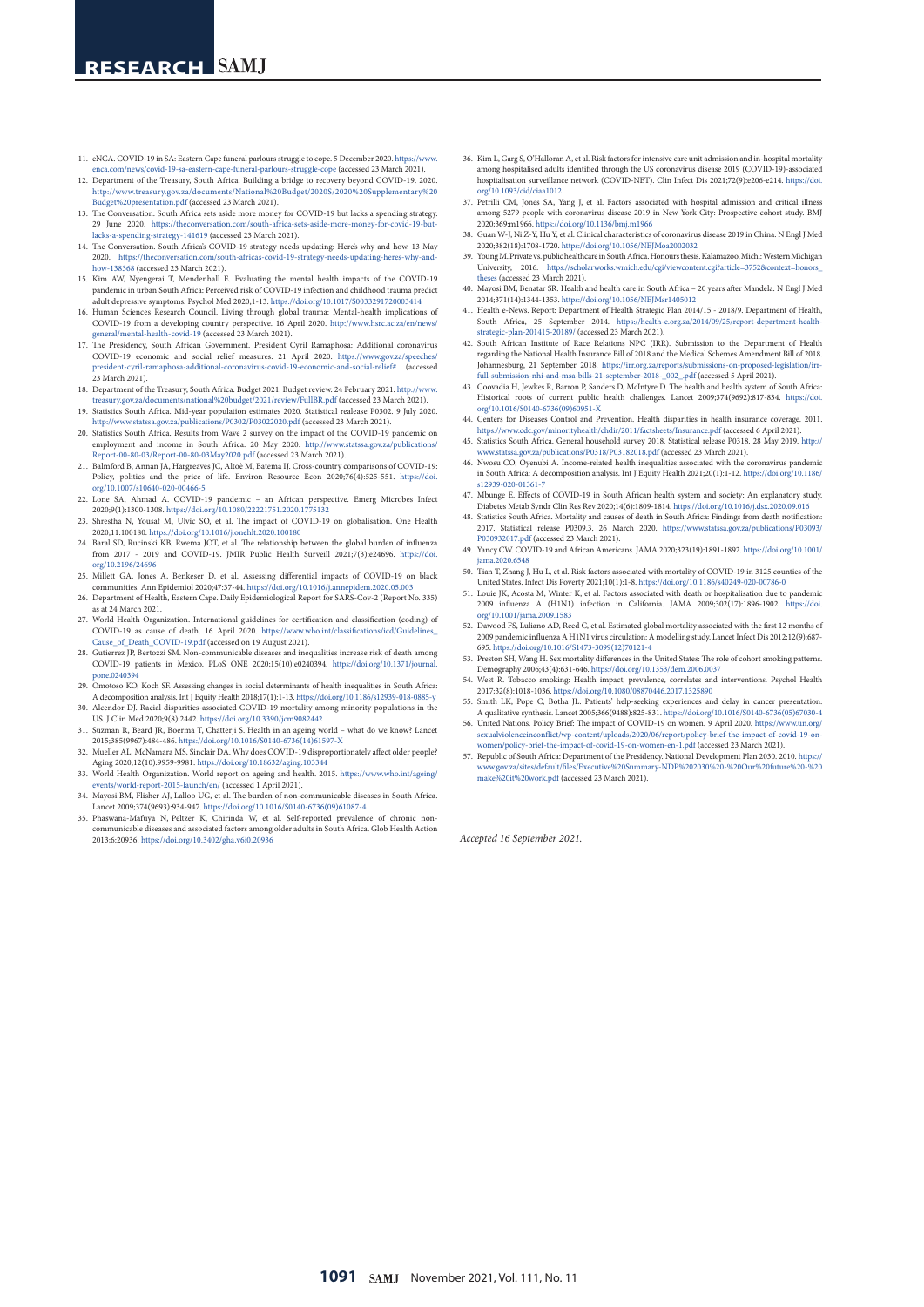11. eNCA. COVID-19 in SA: Eastern Cape funeral parlours struggle to cope. 5 December 2020. https://www.enca.com/news/covid-19-sa-eastern-cape-funeral-parlours-struggle-cope (accessed 23 March 2021).
12. Department of the Treasury, South Africa. Building a bridge to recovery beyond COVID-19. 2020. http://www.treasury.gov.za/documents/National%20Budget/2020S/2020%20Supplementary%20Budget%20presentation.pdf (accessed 23 March 2021).
13. The Conversation. South Africa sets aside more money for COVID-19 but lacks a spending strategy. 29 June 2020. https://theconversation.com/south-africa-sets-aside-more-money-for-covid-19-but-lacks-a-spending-strategy-141619 (accessed 23 March 2021).
14. The Conversation. South Africa's COVID-19 strategy needs updating: Here's why and how. 13 May 2020. https://theconversation.com/south-africas-covid-19-strategy-needs-updating-heres-why-and-how-138368 (accessed 23 March 2021).
15. Kim AW, Nyengerai T, Mendenhall E. Evaluating the mental health impacts of the COVID-19 pandemic in urban South Africa: Perceived risk of COVID-19 infection and childhood trauma predict adult depressive symptoms. Psychol Med 2020;1-13. https://doi.org/10.1017/S0033291720003414
16. Human Sciences Research Council. Living through global trauma: Mental-health implications of COVID-19 from a developing country perspective. 16 April 2020. http://www.hsrc.ac.za/en/news/general/mental-health-covid-19 (accessed 23 March 2021).
17. The Presidency, South African Government. President Cyril Ramaphosa: Additional coronavirus COVID-19 economic and social relief measures. 21 April 2020. https://www.gov.za/speeches/president-cyril-ramaphosa-additional-coronavirus-covid-19-economic-and-social-relief# (accessed 23 March 2021).
18. Department of the Treasury, South Africa. Budget 2021: Budget review. 24 February 2021. http://www.treasury.gov.za/documents/national%20budget/2021/review/FullBR.pdf (accessed 23 March 2021).
19. Statistics South Africa. Mid-year population estimates 2020. Statistical realease P0302. 9 July 2020. http://www.statssa.gov.za/publications/P0302/P03022020.pdf (accessed 23 March 2021).
20. Statistics South Africa. Results from Wave 2 survey on the impact of the COVID-19 pandemic on employment and income in South Africa. 20 May 2020. http://www.statssa.gov.za/publications/Report-00-80-03/Report-00-80-03May2020.pdf (accessed 23 March 2021).
21. Balmford B, Annan JA, Hargreaves JC, Altoè M, Batema IJ. Cross-country comparisons of COVID-19: Policy, politics and the price of life. Environ Resource Econ 2020;76(4):525-551. https://doi.org/10.1007/s10640-020-00466-5
22. Lone SA, Ahmad A. COVID-19 pandemic – an African perspective. Emerg Microbes Infect 2020;9(1):1300-1308. https://doi.org/10.1080/22221751.2020.1775132
23. Shrestha N, Yousaf M, Ulvic SO, et al. The impact of COVID-19 on globalisation. One Health 2020;11:100180. https://doi.org/10.1016/j.onehlt.2020.100180
24. Baral SD, Rucinski KB, Rwema JOT, et al. The relationship between the global burden of influenza from 2017 - 2019 and COVID-19. JMIR Public Health Surveill 2021;7(3):e24696. https://doi.org/10.2196/24696
25. Millett GA, Jones A, Benkeser D, et al. Assessing differential impacts of COVID-19 on black communities. Ann Epidemiol 2020;47:37-44. https://doi.org/10.1016/j.annepidem.2020.05.003
26. Department of Health, Eastern Cape. Daily Epidemiological Report for SARS-Cov-2 (Report No. 335) as at 24 March 2021.
27. World Health Organization. International guidelines for certification and classification (coding) of COVID-19 as cause of death. 16 April 2020. https://www.who.int/classifications/icd/Guidelines_Cause_of_Death_COVID-19.pdf (accessed on 19 August 2021).
28. Gutierrez JP, Bertozzi SM. Non-communicable diseases and inequalities increase risk of death among COVID-19 patients in Mexico. PLoS ONE 2020;15(10):e0240394. https://doi.org/10.1371/journal.pone.0240394
29. Omotoso KO, Koch SF. Assessing changes in social determinants of health inequalities in South Africa: A decomposition analysis. Int J Equity Health 2018;17(1):1-13. https://doi.org/10.1186/s12939-018-0885-y
30. Alcendor DJ. Racial disparities-associated COVID-19 mortality among minority populations in the US. J Clin Med 2020;9(8):2442. https://doi.org/10.3390/jcm9082442
31. Suzman R, Beard JR, Boerma T, Chatterji S. Health in an ageing world – what do we know? Lancet 2015;385(9967):484-486. https://doi.org/10.1016/S0140-6736(14)61597-X
32. Mueller AL, McNamara MS, Sinclair DA. Why does COVID-19 disproportionately affect older people? Aging 2020;12(10):9959-9981. https://doi.org/10.18632/aging.103344
33. World Health Organization. World report on ageing and health. 2015. https://www.who.int/ageing/events/world-report-2015-launch/en/ (accessed 1 April 2021).
34. Mayosi BM, Flisher AJ, Lalloo UG, et al. The burden of non-communicable diseases in South Africa. Lancet 2009;374(9693):934-947. https://doi.org/10.1016/S0140-6736(09)61087-4
35. Phaswana-Mafuya N, Peltzer K, Chirinda W, et al. Self-reported prevalence of chronic non-communicable diseases and associated factors among older adults in South Africa. Glob Health Action 2013;6:20936. https://doi.org/10.3402/gha.v6i0.20936
36. Kim L, Garg S, O'Halloran A, et al. Risk factors for intensive care unit admission and in-hospital mortality among hospitalised adults identified through the US coronavirus disease 2019 (COVID-19)-associated hospitalisation surveillance network (COVID-NET). Clin Infect Dis 2021;72(9):e206-e214. https://doi.org/10.1093/cid/ciaa1012
37. Petrilli CM, Jones SA, Yang J, et al. Factors associated with hospital admission and critical illness among 5279 people with coronavirus disease 2019 in New York City: Prospective cohort study. BMJ 2020;369:m1966. https://doi.org/10.1136/bmj.m1966
38. Guan W-J, Ni Z-Y, Hu Y, et al. Clinical characteristics of coronavirus disease 2019 in China. N Engl J Med 2020;382(18):1708-1720. https://doi.org/10.1056/NEJMoa2002032
39. Young M. Private vs. public healthcare in South Africa. Honours thesis. Kalamazoo, Mich.: Western Michigan University, 2016. https://scholarworks.wmich.edu/cgi/viewcontent.cgi?article=3752&context=honors_theses (accessed 23 March 2021).
40. Mayosi BM, Benatar SR. Health and health care in South Africa – 20 years after Mandela. N Engl J Med 2014;371(14):1344-1353. https://doi.org/10.1056/NEJMsr1405012
41. Health e-News. Report: Department of Health Strategic Plan 2014/15 - 2018/9. Department of Health, South Africa, 25 September 2014. https://health-e.org.za/2014/09/25/report-department-health-strategic-plan-201415-20189/ (accessed 23 March 2021).
42. South African Institute of Race Relations NPC (IRR). Submission to the Department of Health regarding the National Health Insurance Bill of 2018 and the Medical Schemes Amendment Bill of 2018. Johannesburg, 21 September 2018. https://irr.org.za/reports/submissions-on-proposed-legislation/irr-full-submission-nhi-and-msa-bills-21-september-2018-_002_.pdf (accessed 5 April 2021).
43. Coovadia H, Jewkes R, Barron P, Sanders D, McIntyre D. The health and health system of South Africa: Historical roots of current public health challenges. Lancet 2009;374(9692):817-834. https://doi.org/10.1016/S0140-6736(09)60951-X
44. Centers for Disease Control and Prevention. Health disparities in health insurance coverage. 2011. https://www.cdc.gov/minorityhealth/chdir/2011/factsheets/Insurance.pdf (accessed 6 April 2021).
45. Statistics South Africa. General household survey 2018. Statistical release P0318. 28 May 2019. http://www.statssa.gov.za/publications/P0318/P03182018.pdf (accessed 23 March 2021).
46. Nwosu CO, Oyenubi A. Income-related health inequalities associated with the coronavirus pandemic in South Africa: A decomposition analysis. Int J Equity Health 2021;20(1):1-12. https://doi.org/10.1186/s12939-020-01361-7
47. Mbunge E. Effects of COVID-19 in South African health system and society: An explanatory study. Diabetes Metab Syndr Clin Res Rev 2020;14(6):1809-1814. https://doi.org/10.1016/j.dsx.2020.09.016
48. Statistics South Africa. Mortality and causes of death in South Africa: Findings from death notification: 2017. Statistical release P0309.3. 26 March 2020. https://www.statssa.gov.za/publications/P03093/P030932017.pdf (accessed 23 March 2021).
49. Yancy CW, COVID-19 and African Americans. JAMA 2020;323(19):1891-1892. https://doi.org/10.1001/jama.2020.6548
50. Tian T, Zhang J, Hu L, et al. Risk factors associated with mortality of COVID-19 in 3125 counties of the United States. Infect Dis Poverty 2021;10(1):1-8. https://doi.org/10.1186/s40249-020-00786-0
51. Louie JK, Acosta M, Winter K, et al. Factors associated with death or hospitalisation due to pandemic 2009 influenza A (H1N1) infection in California. JAMA 2009;302(17):1896-1902. https://doi.org/10.1001/jama.2009.1583
52. Dawood FS, Luliano AD, Reed C, et al. Estimated global mortality associated with the first 12 months of 2009 pandemic influenza A H1N1 virus circulation: A modelling study. Lancet Infect Dis 2012;12(9):687-695. https://doi.org/10.1016/S1473-3099(12)70121-4
53. Preston SH, Wang H. Sex mortality differences in the United States: The role of cohort smoking patterns. Demography 2006;43(4):631-646. https://doi.org/10.1353/dem.2006.0037
54. West R. Tobacco smoking: Health impact, prevalence, correlates and interventions. Psychol Health 2017;32(8):1018-1036. https://doi.org/10.1080/08870446.2017.1325890
55. Smith LK, Pope C, Botha JL. Patients' help-seeking experiences and delay in cancer presentation: A qualitative synthesis. Lancet 2005;366(9488):825-831. https://doi.org/10.1016/S0140-6736(05)67030-4
56. United Nations. Policy Brief: The impact of COVID-19 on women. 9 April 2020. https://www.un.org/sexualviolenceinconflict/wp-content/uploads/2020/06/report/policy-brief-the-impact-of-covid-19-on-women/policy-brief-the-impact-of-covid-19-on-women-en-1.pdf (accessed 23 March 2021).
57. Republic of South Africa: Department of the Presidency. National Development Plan 2030. 2010. https://www.gov.za/sites/default/files/Executive%20Summary-NDP%202030%20-%20Our%20future%20-%20make%20it%20work.pdf (accessed 23 March 2021).

*Accepted 16 September 2021.*